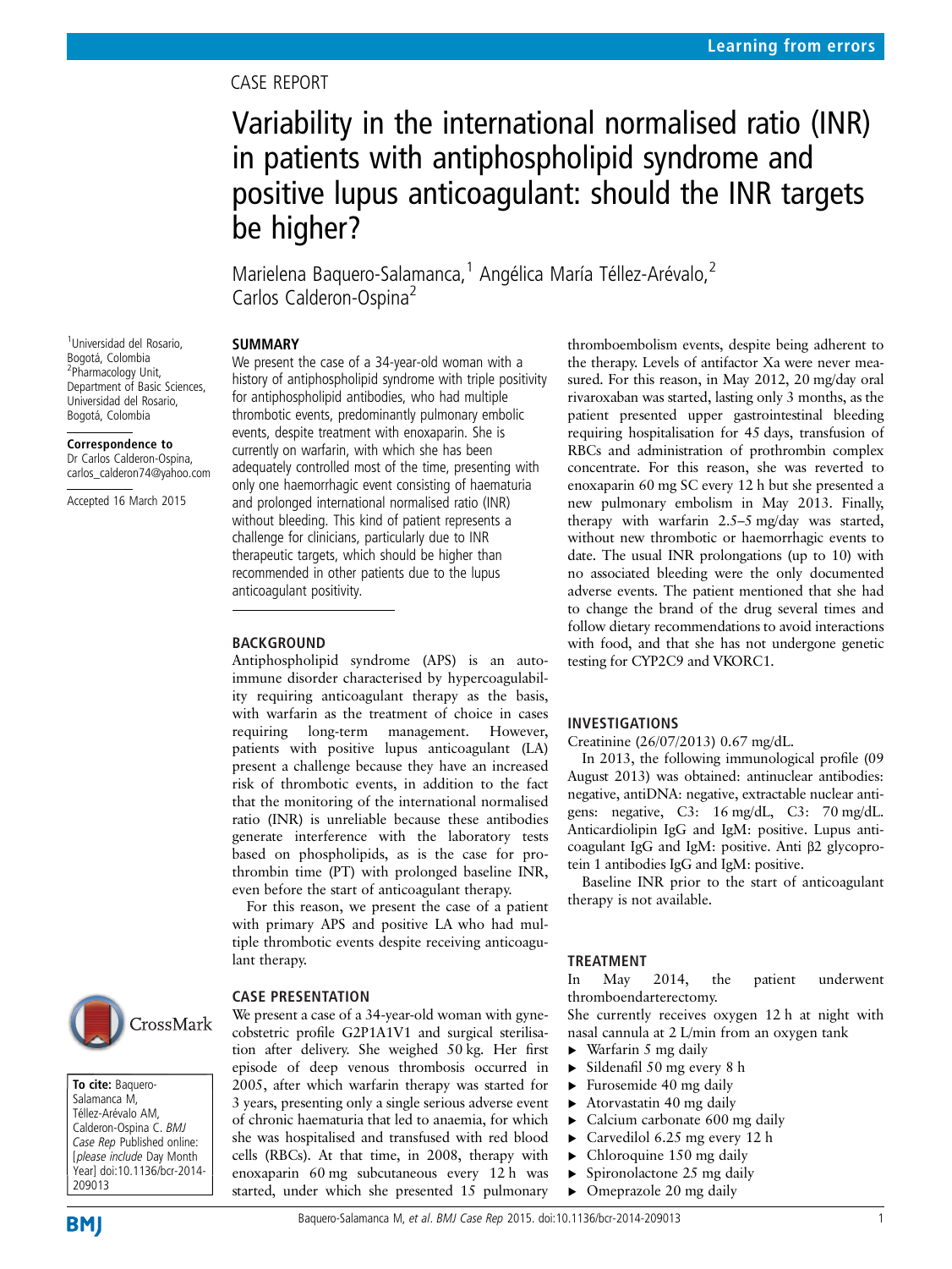Learning from errors

CASE REPORT

# Variability in the international normalised ratio (INR) in patients with antiphospholipid syndrome and positive lupus anticoagulant: should the INR targets be higher?

Marielena Baquero-Salamanca,[1] Angélica María Téllez-Arévalo,[2] Carlos Calderon-Ospina[2]

[1]Universidad del Rosario, Bogotá, Colombia
[2]Pharmacology Unit, Department of Basic Sciences, Universidad del Rosario, Bogotá, Colombia

**Correspondence to** Dr Carlos Calderon-Ospina, carlos_calderon74@yahoo.com

Accepted 16 March 2015

**To cite:** Baquero-Salamanca M, Téllez-Arévalo AM, Calderon-Ospina C. *BMJ Case Rep* Published online: [*please include* Day Month Year] doi:10.1136/bcr-2014-209013

## SUMMARY

We present the case of a 34-year-old woman with a history of antiphospholipid syndrome with triple positivity for antiphospholipid antibodies, who had multiple thrombotic events, predominantly pulmonary embolic events, despite treatment with enoxaparin. She is currently on warfarin, with which she has been adequately controlled most of the time, presenting with only one haemorrhagic event consisting of haematuria and prolonged international normalised ratio (INR) without bleeding. This kind of patient represents a challenge for clinicians, particularly due to INR therapeutic targets, which should be higher than recommended in other patients due to the lupus anticoagulant positivity.

## BACKGROUND

Antiphospholipid syndrome (APS) is an autoimmune disorder characterised by hypercoagulability requiring anticoagulant therapy as the basis, with warfarin as the treatment of choice in cases requiring long-term management. However, patients with positive lupus anticoagulant (LA) present a challenge because they have an increased risk of thrombotic events, in addition to the fact that the monitoring of the international normalised ratio (INR) is unreliable because these antibodies generate interference with the laboratory tests based on phospholipids, as is the case for prothrombin time (PT) with prolonged baseline INR, even before the start of anticoagulant therapy.

For this reason, we present the case of a patient with primary APS and positive LA who had multiple thrombotic events despite receiving anticoagulant therapy.

## CASE PRESENTATION

We present a case of a 34-year-old woman with gynecobstetric profile G2P1A1V1 and surgical sterilisation after delivery. She weighed 50 kg. Her first episode of deep venous thrombosis occurred in 2005, after which warfarin therapy was started for 3 years, presenting only a single serious adverse event of chronic haematuria that led to anaemia, for which she was hospitalised and transfused with red blood cells (RBCs). At that time, in 2008, therapy with enoxaparin 60 mg subcutaneous every 12 h was started, under which she presented 15 pulmonary thromboembolism events, despite being adherent to the therapy. Levels of antifactor Xa were never measured. For this reason, in May 2012, 20 mg/day oral rivaroxaban was started, lasting only 3 months, as the patient presented upper gastrointestinal bleeding requiring hospitalisation for 45 days, transfusion of RBCs and administration of prothrombin complex concentrate. For this reason, she was reverted to enoxaparin 60 mg SC every 12 h but she presented a new pulmonary embolism in May 2013. Finally, therapy with warfarin 2.5–5 mg/day was started, without new thrombotic or haemorrhagic events to date. The usual INR prolongations (up to 10) with no associated bleeding were the only documented adverse events. The patient mentioned that she had to change the brand of the drug several times and follow dietary recommendations to avoid interactions with food, and that she has not undergone genetic testing for CYP2C9 and VKORC1.

## INVESTIGATIONS

Creatinine (26/07/2013) 0.67 mg/dL.

In 2013, the following immunological profile (09 August 2013) was obtained: antinuclear antibodies: negative, antiDNA: negative, extractable nuclear antigens: negative, C3: 16 mg/dL, C3: 70 mg/dL. Anticardiolipin IgG and IgM: positive. Lupus anticoagulant IgG and IgM: positive. Anti β2 glycoprotein 1 antibodies IgG and IgM: positive.

Baseline INR prior to the start of anticoagulant therapy is not available.

## TREATMENT

In May 2014, the patient underwent thromboendarterectomy.

She currently receives oxygen 12 h at night with nasal cannula at 2 L/min from an oxygen tank

- Warfarin 5 mg daily
- Sildenafil 50 mg every 8 h
- Furosemide 40 mg daily
- Atorvastatin 40 mg daily
- Calcium carbonate 600 mg daily
- Carvedilol 6.25 mg every 12 h
- Chloroquine 150 mg daily
- Spironolactone 25 mg daily
- Omeprazole 20 mg daily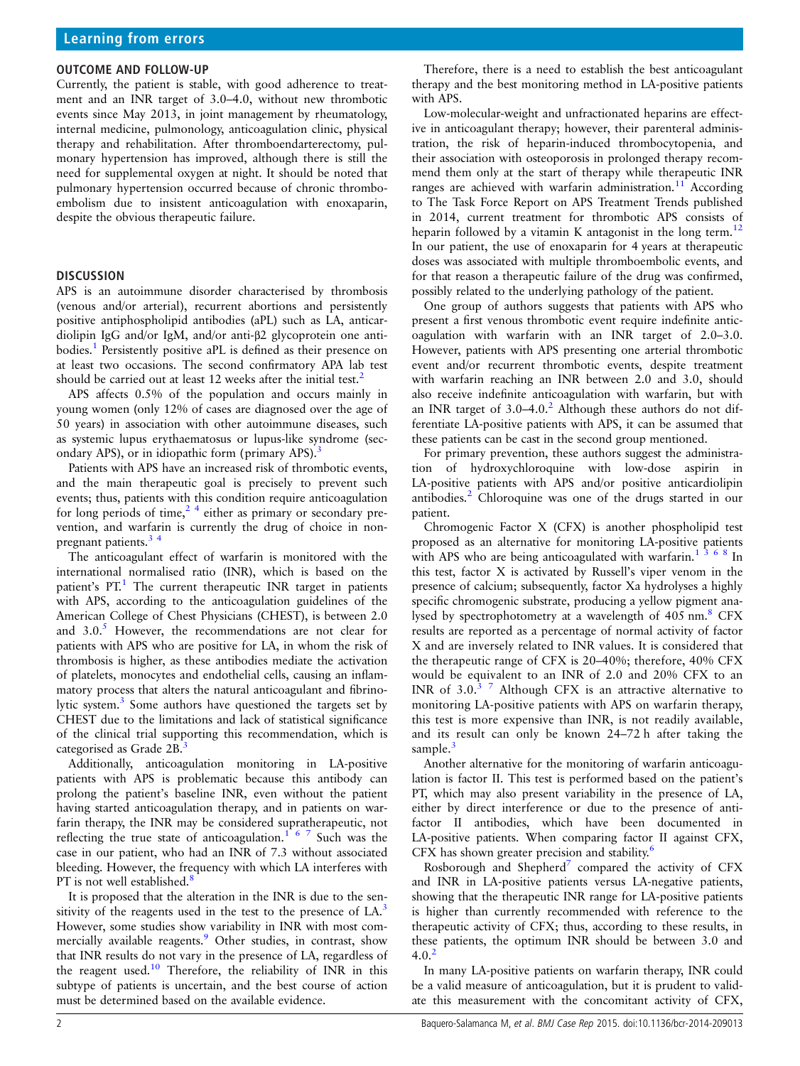## OUTCOME AND FOLLOW-UP

Currently, the patient is stable, with good adherence to treatment and an INR target of 3.0–4.0, without new thrombotic events since May 2013, in joint management by rheumatology, internal medicine, pulmonology, anticoagulation clinic, physical therapy and rehabilitation. After thromboendarterectomy, pulmonary hypertension has improved, although there is still the need for supplemental oxygen at night. It should be noted that pulmonary hypertension occurred because of chronic thromboembolism due to insistent anticoagulation with enoxaparin, despite the obvious therapeutic failure.

## DISCUSSION

APS is an autoimmune disorder characterised by thrombosis (venous and/or arterial), recurrent abortions and persistently positive antiphospholipid antibodies (aPL) such as LA, anticardiolipin IgG and/or IgM, and/or anti-β2 glycoprotein one antibodies.[1] Persistently positive aPL is defined as their presence on at least two occasions. The second confirmatory APA lab test should be carried out at least 12 weeks after the initial test.[2]

APS affects 0.5% of the population and occurs mainly in young women (only 12% of cases are diagnosed over the age of 50 years) in association with other autoimmune diseases, such as systemic lupus erythaematosus or lupus-like syndrome (secondary APS), or in idiopathic form (primary APS).[3]

Patients with APS have an increased risk of thrombotic events, and the main therapeutic goal is precisely to prevent such events; thus, patients with this condition require anticoagulation for long periods of time,[2 4] either as primary or secondary prevention, and warfarin is currently the drug of choice in non-pregnant patients.[3 4]

The anticoagulant effect of warfarin is monitored with the international normalised ratio (INR), which is based on the patient's PT.[1] The current therapeutic INR target in patients with APS, according to the anticoagulation guidelines of the American College of Chest Physicians (CHEST), is between 2.0 and 3.0.[5] However, the recommendations are not clear for patients with APS who are positive for LA, in whom the risk of thrombosis is higher, as these antibodies mediate the activation of platelets, monocytes and endothelial cells, causing an inflammatory process that alters the natural anticoagulant and fibrinolytic system.[3] Some authors have questioned the targets set by CHEST due to the limitations and lack of statistical significance of the clinical trial supporting this recommendation, which is categorised as Grade 2B.[3]

Additionally, anticoagulation monitoring in LA-positive patients with APS is problematic because this antibody can prolong the patient's baseline INR, even without the patient having started anticoagulation therapy, and in patients on warfarin therapy, the INR may be considered supratherapeutic, not reflecting the true state of anticoagulation.[1 6 7] Such was the case in our patient, who had an INR of 7.3 without associated bleeding. However, the frequency with which LA interferes with PT is not well established.[8]

It is proposed that the alteration in the INR is due to the sensitivity of the reagents used in the test to the presence of LA.[3] However, some studies show variability in INR with most commercially available reagents.[9] Other studies, in contrast, show that INR results do not vary in the presence of LA, regardless of the reagent used.[10] Therefore, the reliability of INR in this subtype of patients is uncertain, and the best course of action must be determined based on the available evidence.

Therefore, there is a need to establish the best anticoagulant therapy and the best monitoring method in LA-positive patients with APS.

Low-molecular-weight and unfractionated heparins are effective in anticoagulant therapy; however, their parenteral administration, the risk of heparin-induced thrombocytopenia, and their association with osteoporosis in prolonged therapy recommend them only at the start of therapy while therapeutic INR ranges are achieved with warfarin administration.[11] According to The Task Force Report on APS Treatment Trends published in 2014, current treatment for thrombotic APS consists of heparin followed by a vitamin K antagonist in the long term.[12] In our patient, the use of enoxaparin for 4 years at therapeutic doses was associated with multiple thromboembolic events, and for that reason a therapeutic failure of the drug was confirmed, possibly related to the underlying pathology of the patient.

One group of authors suggests that patients with APS who present a first venous thrombotic event require indefinite anticoagulation with warfarin with an INR target of 2.0–3.0. However, patients with APS presenting one arterial thrombotic event and/or recurrent thrombotic events, despite treatment with warfarin reaching an INR between 2.0 and 3.0, should also receive indefinite anticoagulation with warfarin, but with an INR target of 3.0–4.0.[2] Although these authors do not differentiate LA-positive patients with APS, it can be assumed that these patients can be cast in the second group mentioned.

For primary prevention, these authors suggest the administration of hydroxychloroquine with low-dose aspirin in LA-positive patients with APS and/or positive anticardiolipin antibodies.[2] Chloroquine was one of the drugs started in our patient.

Chromogenic Factor X (CFX) is another phospholipid test proposed as an alternative for monitoring LA-positive patients with APS who are being anticoagulated with warfarin.[1 3 6 8] In this test, factor X is activated by Russell's viper venom in the presence of calcium; subsequently, factor Xa hydrolyses a highly specific chromogenic substrate, producing a yellow pigment analysed by spectrophotometry at a wavelength of 405 nm.[8] CFX results are reported as a percentage of normal activity of factor X and are inversely related to INR values. It is considered that the therapeutic range of CFX is 20–40%; therefore, 40% CFX would be equivalent to an INR of 2.0 and 20% CFX to an INR of 3.0.[3 7] Although CFX is an attractive alternative to monitoring LA-positive patients with APS on warfarin therapy, this test is more expensive than INR, is not readily available, and its result can only be known 24–72 h after taking the sample.[3]

Another alternative for the monitoring of warfarin anticoagulation is factor II. This test is performed based on the patient's PT, which may also present variability in the presence of LA, either by direct interference or due to the presence of anti-factor II antibodies, which have been documented in LA-positive patients. When comparing factor II against CFX, CFX has shown greater precision and stability.[6]

Rosborough and Shepherd[7] compared the activity of CFX and INR in LA-positive patients versus LA-negative patients, showing that the therapeutic INR range for LA-positive patients is higher than currently recommended with reference to the therapeutic activity of CFX; thus, according to these results, in these patients, the optimum INR should be between 3.0 and 4.0.[2]

In many LA-positive patients on warfarin therapy, INR could be a valid measure of anticoagulation, but it is prudent to validate this measurement with the concomitant activity of CFX,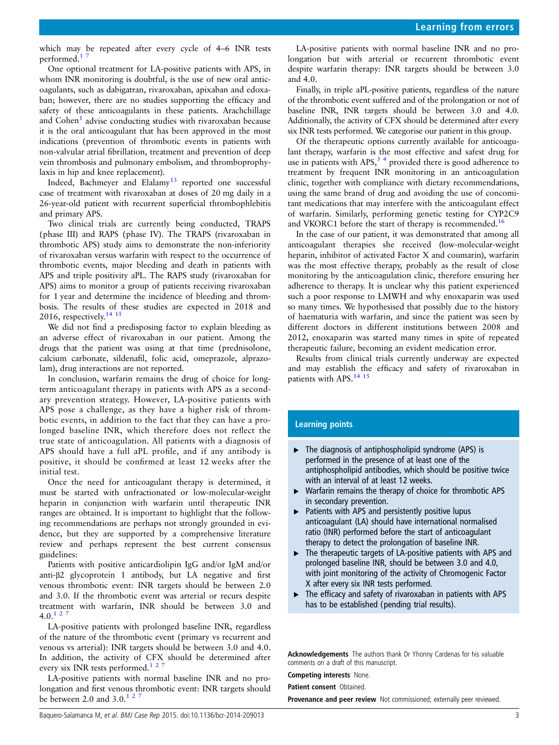which may be repeated after every cycle of 4–6 INR tests performed.[1 7]

One optional treatment for LA-positive patients with APS, in whom INR monitoring is doubtful, is the use of new oral anticoagulants, such as dabigatran, rivaroxaban, apixaban and edoxaban; however, there are no studies supporting the efficacy and safety of these anticoagulants in these patients. Arachchillage and Cohen[1] advise conducting studies with rivaroxaban because it is the oral anticoagulant that has been approved in the most indications (prevention of thrombotic events in patients with non-valvular atrial fibrillation, treatment and prevention of deep vein thrombosis and pulmonary embolism, and thromboprophylaxis in hip and knee replacement).

Indeed, Bachmeyer and Elalamy[13] reported one successful case of treatment with rivaroxaban at doses of 20 mg daily in a 26-year-old patient with recurrent superficial thrombophlebitis and primary APS.

Two clinical trials are currently being conducted, TRAPS (phase III) and RAPS (phase IV). The TRAPS (rivaroxaban in thrombotic APS) study aims to demonstrate the non-inferiority of rivaroxaban versus warfarin with respect to the occurrence of thrombotic events, major bleeding and death in patients with APS and triple positivity aPL. The RAPS study (rivaroxaban for APS) aims to monitor a group of patients receiving rivaroxaban for 1 year and determine the incidence of bleeding and thrombosis. The results of these studies are expected in 2018 and 2016, respectively.[14 15]

We did not find a predisposing factor to explain bleeding as an adverse effect of rivaroxaban in our patient. Among the drugs that the patient was using at that time (prednisolone, calcium carbonate, sildenafil, folic acid, omeprazole, alprazolam), drug interactions are not reported.

In conclusion, warfarin remains the drug of choice for long-term anticoagulant therapy in patients with APS as a secondary prevention strategy. However, LA-positive patients with APS pose a challenge, as they have a higher risk of thrombotic events, in addition to the fact that they can have a prolonged baseline INR, which therefore does not reflect the true state of anticoagulation. All patients with a diagnosis of APS should have a full aPL profile, and if any antibody is positive, it should be confirmed at least 12 weeks after the initial test.

Once the need for anticoagulant therapy is determined, it must be started with unfractionated or low-molecular-weight heparin in conjunction with warfarin until therapeutic INR ranges are obtained. It is important to highlight that the following recommendations are perhaps not strongly grounded in evidence, but they are supported by a comprehensive literature review and perhaps represent the best current consensus guidelines:

Patients with positive anticardiolipin IgG and/or IgM and/or anti-β2 glycoprotein 1 antibody, but LA negative and first venous thrombotic event: INR targets should be between 2.0 and 3.0. If the thrombotic event was arterial or recurs despite treatment with warfarin, INR should be between 3.0 and 4.0.[1 2 7]

LA-positive patients with prolonged baseline INR, regardless of the nature of the thrombotic event (primary vs recurrent and venous vs arterial): INR targets should be between 3.0 and 4.0. In addition, the activity of CFX should be determined after every six INR tests performed.[1 2 7]

LA-positive patients with normal baseline INR and no prolongation and first venous thrombotic event: INR targets should be between 2.0 and 3.0.[1 2 7]

LA-positive patients with normal baseline INR and no prolongation but with arterial or recurrent thrombotic event despite warfarin therapy: INR targets should be between 3.0 and 4.0.

Finally, in triple aPL-positive patients, regardless of the nature of the thrombotic event suffered and of the prolongation or not of baseline INR, INR targets should be between 3.0 and 4.0. Additionally, the activity of CFX should be determined after every six INR tests performed. We categorise our patient in this group.

Of the therapeutic options currently available for anticoagulant therapy, warfarin is the most effective and safest drug for use in patients with APS,[3 4] provided there is good adherence to treatment by frequent INR monitoring in an anticoagulation clinic, together with compliance with dietary recommendations, using the same brand of drug and avoiding the use of concomitant medications that may interfere with the anticoagulant effect of warfarin. Similarly, performing genetic testing for CYP2C9 and VKORC1 before the start of therapy is recommended.[16]

In the case of our patient, it was demonstrated that among all anticoagulant therapies she received (low-molecular-weight heparin, inhibitor of activated Factor X and coumarin), warfarin was the most effective therapy, probably as the result of close monitoring by the anticoagulation clinic, therefore ensuring her adherence to therapy. It is unclear why this patient experienced such a poor response to LMWH and why enoxaparin was used so many times. We hypothesised that possibly due to the history of haematuria with warfarin, and since the patient was seen by different doctors in different institutions between 2008 and 2012, enoxaparin was started many times in spite of repeated therapeutic failure, becoming an evident medication error.

Results from clinical trials currently underway are expected and may establish the efficacy and safety of rivaroxaban in patients with APS.[14 15]

## Learning points

- The diagnosis of antiphospholipid syndrome (APS) is performed in the presence of at least one of the antiphospholipid antibodies, which should be positive twice with an interval of at least 12 weeks.
- Warfarin remains the therapy of choice for thrombotic APS in secondary prevention.
- Patients with APS and persistently positive lupus anticoagulant (LA) should have international normalised ratio (INR) performed before the start of anticoagulant therapy to detect the prolongation of baseline INR.
- The therapeutic targets of LA-positive patients with APS and prolonged baseline INR, should be between 3.0 and 4.0, with joint monitoring of the activity of Chromogenic Factor X after every six INR tests performed.
- The efficacy and safety of rivaroxaban in patients with APS has to be established (pending trial results).

**Acknowledgements** The authors thank Dr Yhonny Cardenas for his valuable comments on a draft of this manuscript.

**Competing interests** None.

**Patient consent** Obtained.

**Provenance and peer review** Not commissioned; externally peer reviewed.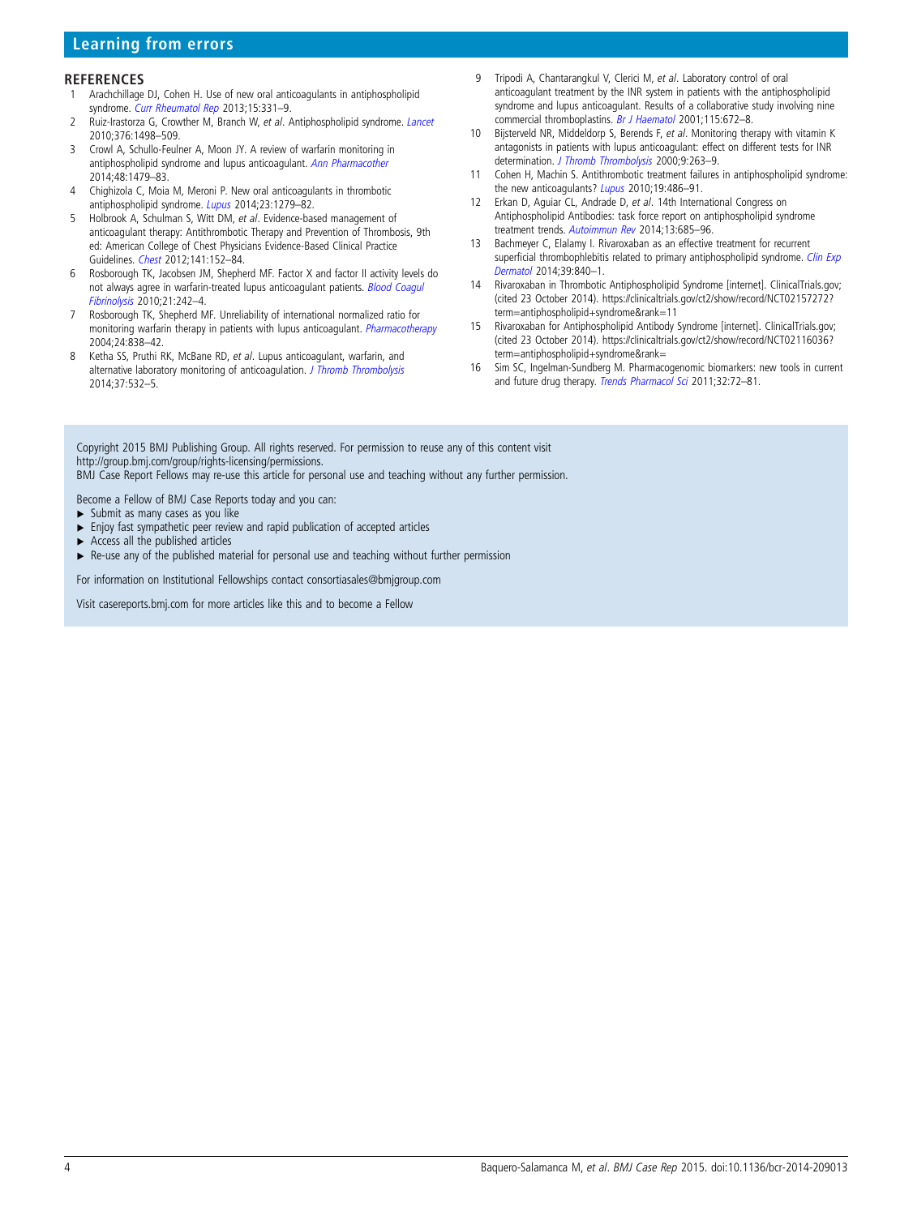## REFERENCES

1. Arachchillage DJ, Cohen H. Use of new oral anticoagulants in antiphospholipid syndrome. *Curr Rheumatol Rep* 2013;15:331–9.
2. Ruiz-Irastorza G, Crowther M, Branch W, *et al*. Antiphospholipid syndrome. *Lancet* 2010;376:1498–509.
3. Crowl A, Schullo-Feulner A, Moon JY. A review of warfarin monitoring in antiphospholipid syndrome and lupus anticoagulant. *Ann Pharmacother* 2014;48:1479–83.
4. Chighizola C, Moia M, Meroni P. New oral anticoagulants in thrombotic antiphospholipid syndrome. *Lupus* 2014;23:1279–82.
5. Holbrook A, Schulman S, Witt DM, *et al*. Evidence-based management of anticoagulant therapy: Antithrombotic Therapy and Prevention of Thrombosis, 9th ed: American College of Chest Physicians Evidence-Based Clinical Practice Guidelines. *Chest* 2012;141:152–84.
6. Rosborough TK, Jacobsen JM, Shepherd MF. Factor X and factor II activity levels do not always agree in warfarin-treated lupus anticoagulant patients. *Blood Coagul Fibrinolysis* 2010;21:242–4.
7. Rosborough TK, Shepherd MF. Unreliability of international normalized ratio for monitoring warfarin therapy in patients with lupus anticoagulant. *Pharmacotherapy* 2004;24:838–42.
8. Ketha SS, Pruthi RK, McBane RD, *et al*. Lupus anticoagulant, warfarin, and alternative laboratory monitoring of anticoagulation. *J Thromb Thrombolysis* 2014;37:532–5.
9. Tripodi A, Chantarangkul V, Clerici M, *et al*. Laboratory control of oral anticoagulant treatment by the INR system in patients with the antiphospholipid syndrome and lupus anticoagulant. Results of a collaborative study involving nine commercial thromboplastins. *Br J Haematol* 2001;115:672–8.
10. Bijsterveld NR, Middeldorp S, Berends F, *et al*. Monitoring therapy with vitamin K antagonists in patients with lupus anticoagulant: effect on different tests for INR determination. *J Thromb Thrombolysis* 2000;9:263–9.
11. Cohen H, Machin S. Antithrombotic treatment failures in antiphospholipid syndrome: the new anticoagulants? *Lupus* 2010;19:486–91.
12. Erkan D, Aguiar CL, Andrade D, *et al*. 14th International Congress on Antiphospholipid Antibodies: task force report on antiphospholipid syndrome treatment trends. *Autoimmun Rev* 2014;13:685–96.
13. Bachmeyer C, Elalamy I. Rivaroxaban as an effective treatment for recurrent superficial thrombophlebitis related to primary antiphospholipid syndrome. *Clin Exp Dermatol* 2014;39:840–1.
14. Rivaroxaban in Thrombotic Antiphospholipid Syndrome [internet]. ClinicalTrials.gov; (cited 23 October 2014). https://clinicaltrials.gov/ct2/show/record/NCT02157272?term=antiphospholipid+syndrome&rank=11
15. Rivaroxaban for Antiphospholipid Antibody Syndrome [internet]. ClinicalTrials.gov; (cited 23 October 2014). https://clinicaltrials.gov/ct2/show/record/NCT02116036?term=antiphospholipid+syndrome&rank=
16. Sim SC, Ingelman-Sundberg M. Pharmacogenomic biomarkers: new tools in current and future drug therapy. *Trends Pharmacol Sci* 2011;32:72–81.

Copyright 2015 BMJ Publishing Group. All rights reserved. For permission to reuse any of this content visit http://group.bmj.com/group/rights-licensing/permissions.
BMJ Case Report Fellows may re-use this article for personal use and teaching without any further permission.

Become a Fellow of BMJ Case Reports today and you can:

- Submit as many cases as you like
- Enjoy fast sympathetic peer review and rapid publication of accepted articles
- Access all the published articles
- Re-use any of the published material for personal use and teaching without further permission

For information on Institutional Fellowships contact consortiasales@bmjgroup.com

Visit casereports.bmj.com for more articles like this and to become a Fellow